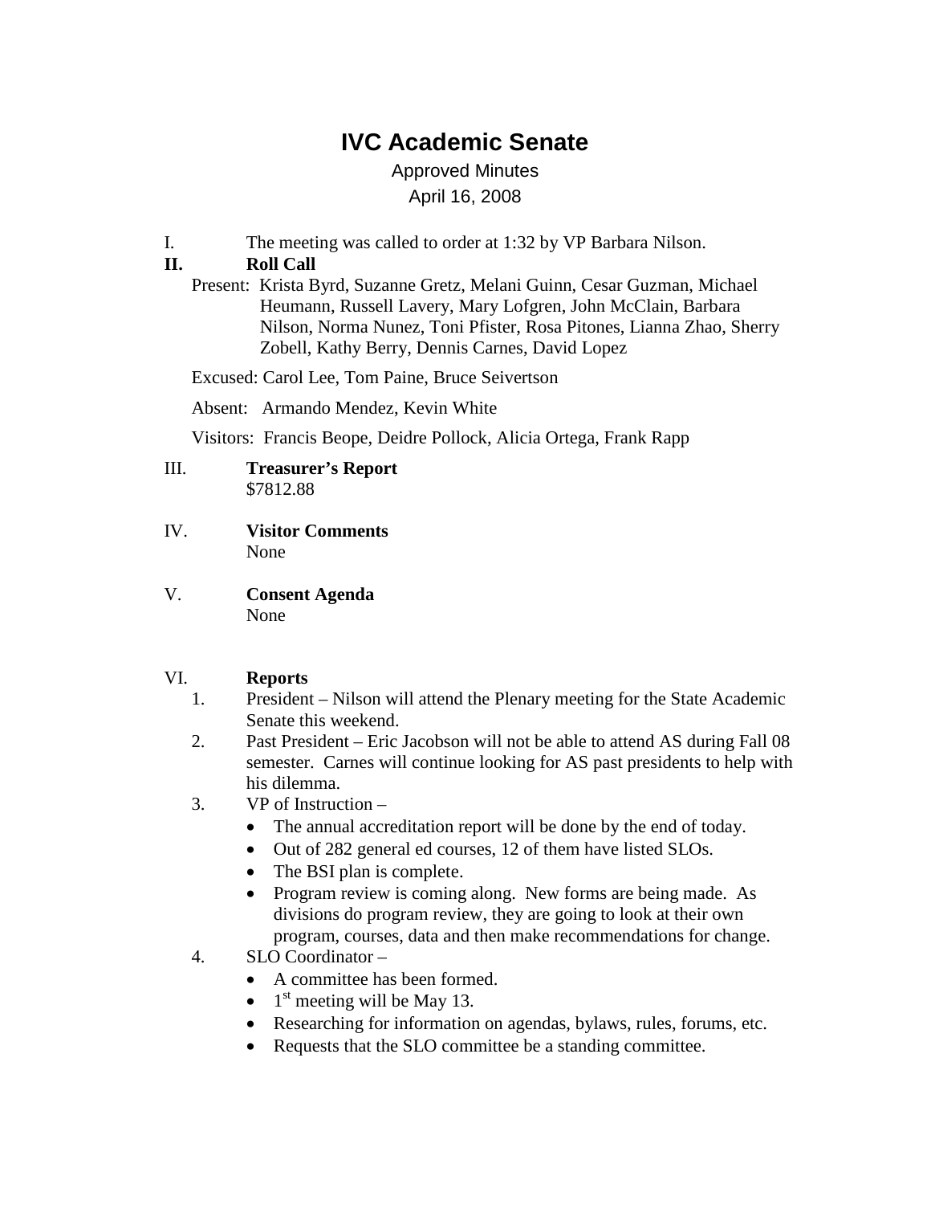# IVC Academic Senate

Approved Minutes

April 16, 2008

I. The meeting was called to order at 1:32 by VP Barbara Nilson.

**II. Roll Call**

Present: Krista Byrd, Suzanne Gretz, Melani Guinn, Cesar Guzman, Michael Heumann, Russell Lavery, Mary Lofgren, John McClain, Barbara Nilson, Norma Nunez, Toni Pfister, Rosa Pitones, Lianna Zhao, Sherry Zobell, Kathy Berry, Dennis Carnes, David Lopez

Excused: Carol Lee, Tom Paine, Bruce Seivertson

Absent: Armando Mendez, Kevin White

Visitors: Francis Beope, Deidre Pollock, Alicia Ortega, Frank Rapp

III. **Treasurer's Report**

$7812.88

IV. **Visitor Comments**

None

V. **Consent Agenda**

None

VI. **Reports**

1. President – Nilson will attend the Plenary meeting for the State Academic Senate this weekend.
2. Past President – Eric Jacobson will not be able to attend AS during Fall 08 semester. Carnes will continue looking for AS past presidents to help with his dilemma.
3. VP of Instruction –
   - The annual accreditation report will be done by the end of today.
   - Out of 282 general ed courses, 12 of them have listed SLOs.
   - The BSI plan is complete.
   - Program review is coming along. New forms are being made. As divisions do program review, they are going to look at their own program, courses, data and then make recommendations for change.
4. SLO Coordinator –
   - A committee has been formed.
   - 1st meeting will be May 13.
   - Researching for information on agendas, bylaws, rules, forums, etc.
   - Requests that the SLO committee be a standing committee.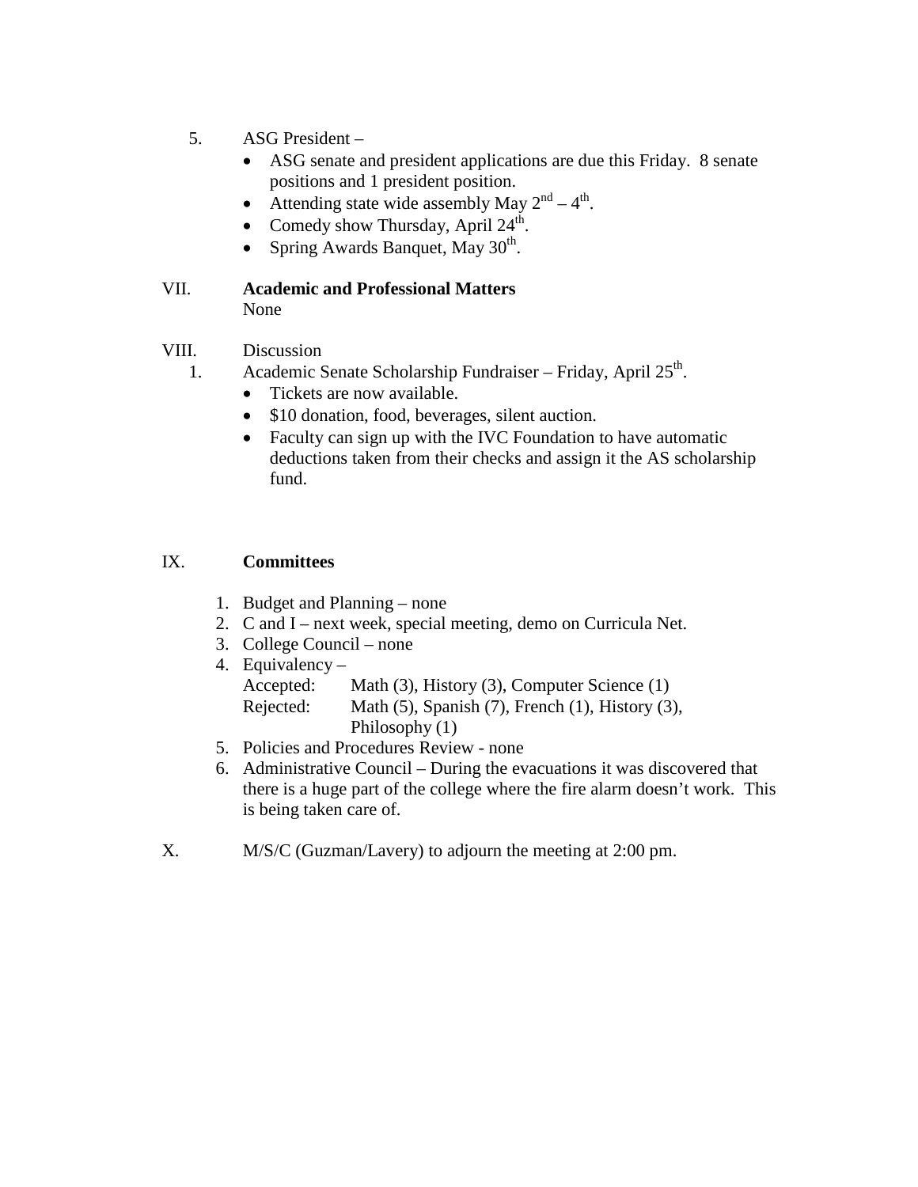5. ASG President –
   - ASG senate and president applications are due this Friday. 8 senate positions and 1 president position.
   - Attending state wide assembly May 2nd – 4th.
   - Comedy show Thursday, April 24th.
   - Spring Awards Banquet, May 30th.

VII. **Academic and Professional Matters**

None

VIII. Discussion

1. Academic Senate Scholarship Fundraiser – Friday, April 25th.
   - Tickets are now available.
   - $10 donation, food, beverages, silent auction.
   - Faculty can sign up with the IVC Foundation to have automatic deductions taken from their checks and assign it the AS scholarship fund.

IX. **Committees**

1. Budget and Planning – none
2. C and I – next week, special meeting, demo on Curricula Net.
3. College Council – none
4. Equivalency –

   Accepted: Math (3), History (3), Computer Science (1)

   Rejected: Math (5), Spanish (7), French (1), History (3), Philosophy (1)
5. Policies and Procedures Review - none
6. Administrative Council – During the evacuations it was discovered that there is a huge part of the college where the fire alarm doesn't work. This is being taken care of.

X. M/S/C (Guzman/Lavery) to adjourn the meeting at 2:00 pm.